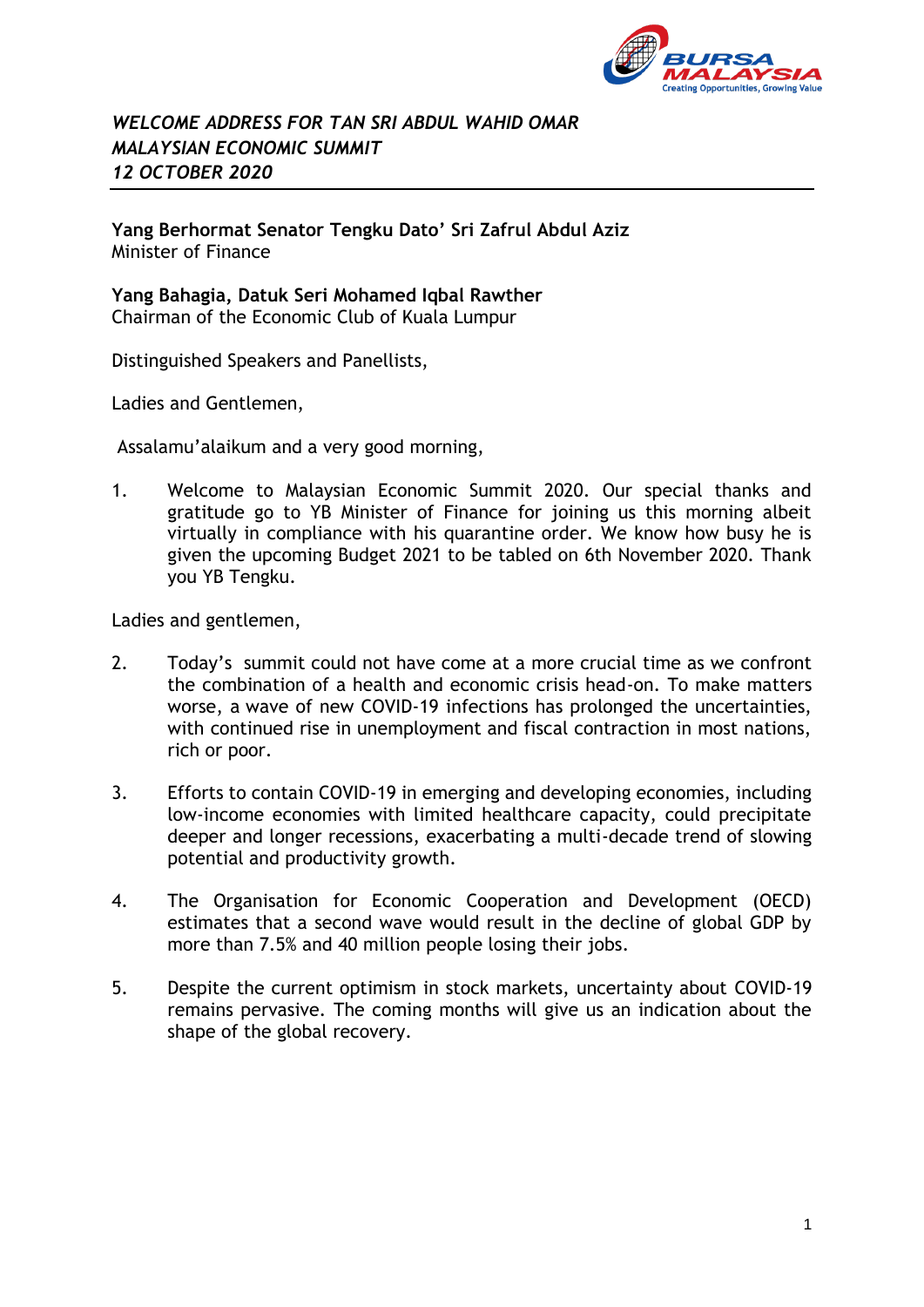***WELCOME ADDRESS FOR TAN SRI ABDUL WAHID OMAR***
***MALAYSIAN ECONOMIC SUMMIT***
***12 OCTOBER 2020***

---

**Yang Berhormat Senator Tengku Dato' Sri Zafrul Abdul Aziz**
Minister of Finance

**Yang Bahagia, Datuk Seri Mohamed Iqbal Rawther**
Chairman of the Economic Club of Kuala Lumpur

Distinguished Speakers and Panellists,

Ladies and Gentlemen,

Assalamu'alaikum and a very good morning,

1. Welcome to Malaysian Economic Summit 2020. Our special thanks and gratitude go to YB Minister of Finance for joining us this morning albeit virtually in compliance with his quarantine order. We know how busy he is given the upcoming Budget 2021 to be tabled on 6th November 2020. Thank you YB Tengku.

Ladies and gentlemen,

2. Today's summit could not have come at a more crucial time as we confront the combination of a health and economic crisis head-on. To make matters worse, a wave of new COVID-19 infections has prolonged the uncertainties, with continued rise in unemployment and fiscal contraction in most nations, rich or poor.

3. Efforts to contain COVID-19 in emerging and developing economies, including low-income economies with limited healthcare capacity, could precipitate deeper and longer recessions, exacerbating a multi-decade trend of slowing potential and productivity growth.

4. The Organisation for Economic Cooperation and Development (OECD) estimates that a second wave would result in the decline of global GDP by more than 7.5% and 40 million people losing their jobs.

5. Despite the current optimism in stock markets, uncertainty about COVID-19 remains pervasive. The coming months will give us an indication about the shape of the global recovery.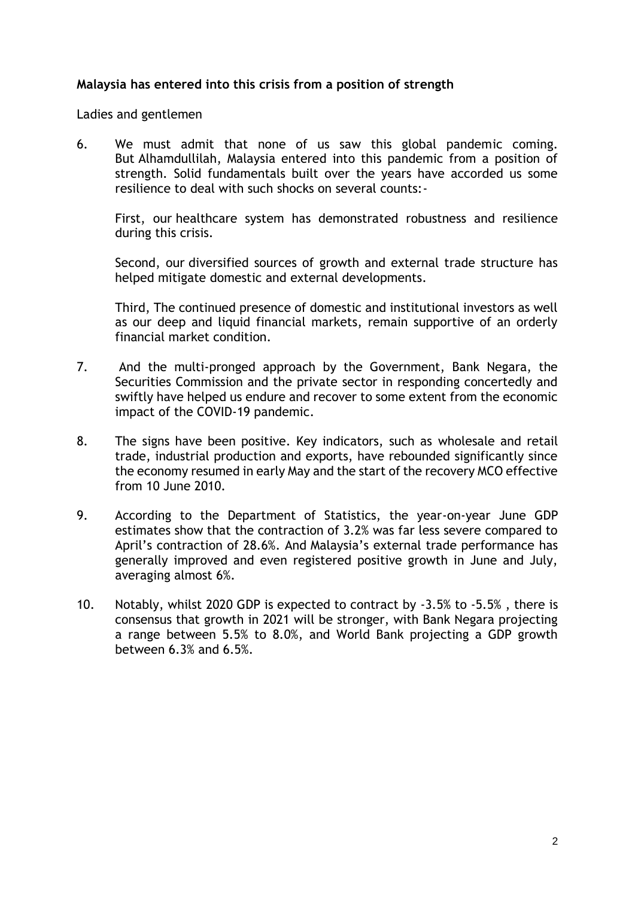**Malaysia has entered into this crisis from a position of strength**

Ladies and gentlemen

6. We must admit that none of us saw this global pandemic coming. But Alhamdullilah, Malaysia entered into this pandemic from a position of strength. Solid fundamentals built over the years have accorded us some resilience to deal with such shocks on several counts:-

   First, our healthcare system has demonstrated robustness and resilience during this crisis.

   Second, our diversified sources of growth and external trade structure has helped mitigate domestic and external developments.

   Third, The continued presence of domestic and institutional investors as well as our deep and liquid financial markets, remain supportive of an orderly financial market condition.

7. And the multi-pronged approach by the Government, Bank Negara, the Securities Commission and the private sector in responding concertedly and swiftly have helped us endure and recover to some extent from the economic impact of the COVID-19 pandemic.

8. The signs have been positive. Key indicators, such as wholesale and retail trade, industrial production and exports, have rebounded significantly since the economy resumed in early May and the start of the recovery MCO effective from 10 June 2010.

9. According to the Department of Statistics, the year-on-year June GDP estimates show that the contraction of 3.2% was far less severe compared to April's contraction of 28.6%. And Malaysia's external trade performance has generally improved and even registered positive growth in June and July, averaging almost 6%.

10. Notably, whilst 2020 GDP is expected to contract by -3.5% to -5.5% , there is consensus that growth in 2021 will be stronger, with Bank Negara projecting a range between 5.5% to 8.0%, and World Bank projecting a GDP growth between 6.3% and 6.5%.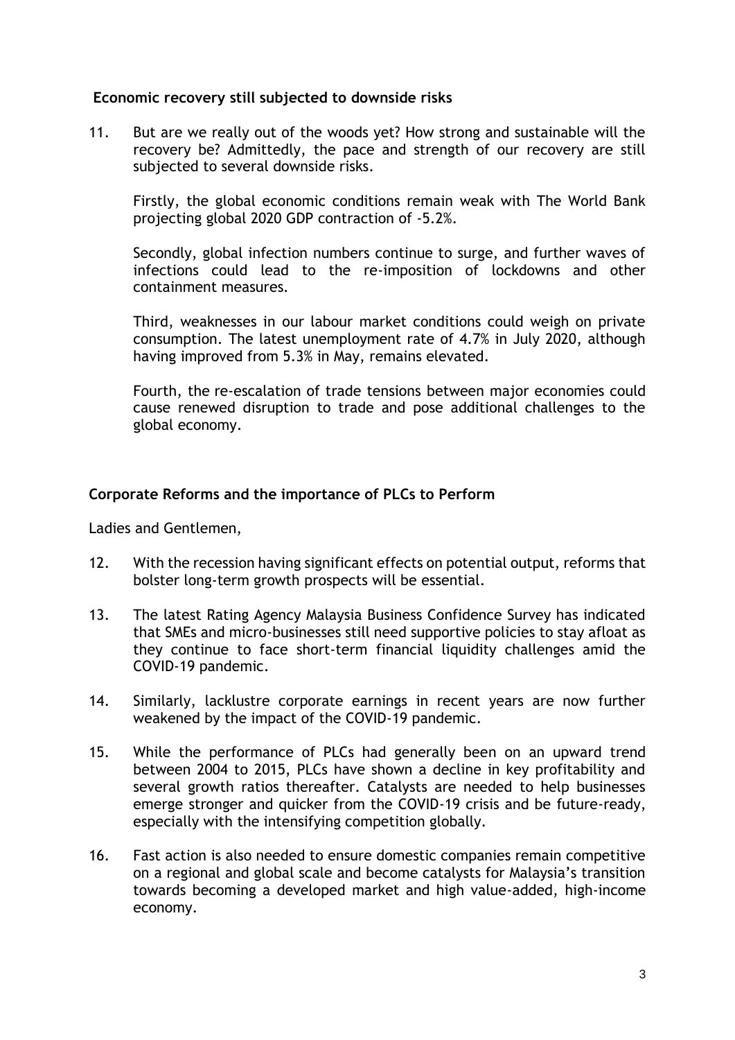## Economic recovery still subjected to downside risks

11. But are we really out of the woods yet? How strong and sustainable will the recovery be? Admittedly, the pace and strength of our recovery are still subjected to several downside risks.

    Firstly, the global economic conditions remain weak with The World Bank projecting global 2020 GDP contraction of -5.2%.

    Secondly, global infection numbers continue to surge, and further waves of infections could lead to the re-imposition of lockdowns and other containment measures.

    Third, weaknesses in our labour market conditions could weigh on private consumption. The latest unemployment rate of 4.7% in July 2020, although having improved from 5.3% in May, remains elevated.

    Fourth, the re-escalation of trade tensions between major economies could cause renewed disruption to trade and pose additional challenges to the global economy.

## Corporate Reforms and the importance of PLCs to Perform

Ladies and Gentlemen,

12. With the recession having significant effects on potential output, reforms that bolster long-term growth prospects will be essential.

13. The latest Rating Agency Malaysia Business Confidence Survey has indicated that SMEs and micro-businesses still need supportive policies to stay afloat as they continue to face short-term financial liquidity challenges amid the COVID-19 pandemic.

14. Similarly, lacklustre corporate earnings in recent years are now further weakened by the impact of the COVID-19 pandemic.

15. While the performance of PLCs had generally been on an upward trend between 2004 to 2015, PLCs have shown a decline in key profitability and several growth ratios thereafter. Catalysts are needed to help businesses emerge stronger and quicker from the COVID-19 crisis and be future-ready, especially with the intensifying competition globally.

16. Fast action is also needed to ensure domestic companies remain competitive on a regional and global scale and become catalysts for Malaysia's transition towards becoming a developed market and high value-added, high-income economy.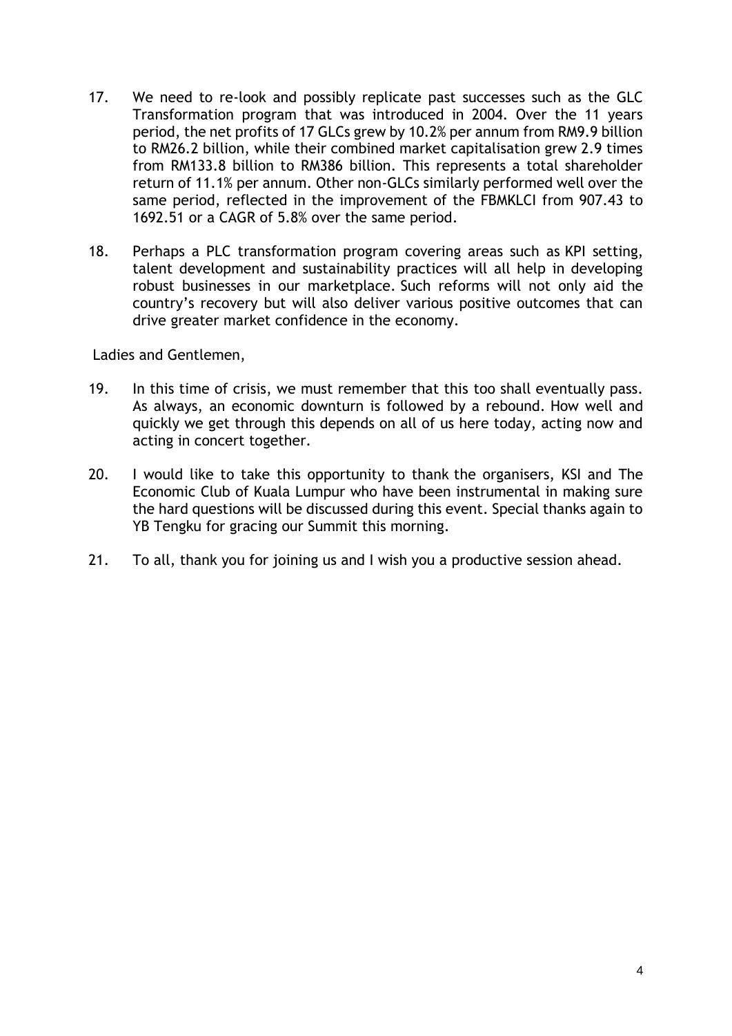17. We need to re-look and possibly replicate past successes such as the GLC Transformation program that was introduced in 2004. Over the 11 years period, the net profits of 17 GLCs grew by 10.2% per annum from RM9.9 billion to RM26.2 billion, while their combined market capitalisation grew 2.9 times from RM133.8 billion to RM386 billion. This represents a total shareholder return of 11.1% per annum. Other non-GLCs similarly performed well over the same period, reflected in the improvement of the FBMKLCI from 907.43 to 1692.51 or a CAGR of 5.8% over the same period.

18. Perhaps a PLC transformation program covering areas such as KPI setting, talent development and sustainability practices will all help in developing robust businesses in our marketplace. Such reforms will not only aid the country's recovery but will also deliver various positive outcomes that can drive greater market confidence in the economy.

Ladies and Gentlemen,

19. In this time of crisis, we must remember that this too shall eventually pass. As always, an economic downturn is followed by a rebound. How well and quickly we get through this depends on all of us here today, acting now and acting in concert together.

20. I would like to take this opportunity to thank the organisers, KSI and The Economic Club of Kuala Lumpur who have been instrumental in making sure the hard questions will be discussed during this event. Special thanks again to YB Tengku for gracing our Summit this morning.

21. To all, thank you for joining us and I wish you a productive session ahead.